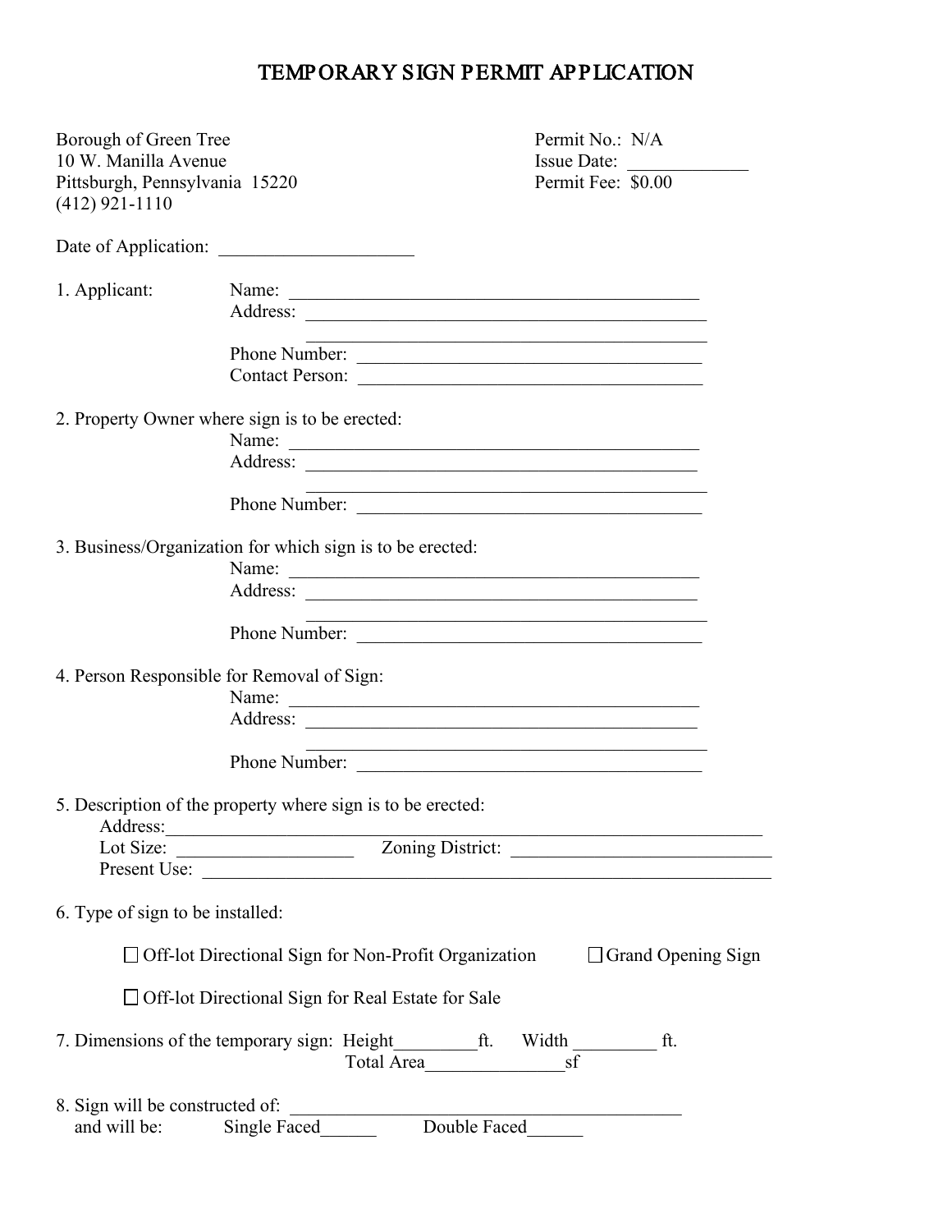# TEMPORARY SIGN PERMIT APPLICATION

Borough of Green Tree
10 W. Manilla Avenue
Pittsburgh, Pennsylvania 15220
(412) 921-1110

Permit No.: N/A
Issue Date: _____________
Permit Fee: $0.00

Date of Application: _____________________

1. Applicant:
   - Name: _______________________________________________
   - Address: _______________________________________________
     _______________________________________________
   - Phone Number: _______________________________________
   - Contact Person: _______________________________________

2. Property Owner where sign is to be erected:
   - Name: _______________________________________________
   - Address: _______________________________________________
     _______________________________________________
   - Phone Number: _______________________________________

3. Business/Organization for which sign is to be erected:
   - Name: _______________________________________________
   - Address: _______________________________________________
     _______________________________________________
   - Phone Number: _______________________________________

4. Person Responsible for Removal of Sign:
   - Name: _______________________________________________
   - Address: _______________________________________________
     _______________________________________________
   - Phone Number: _______________________________________

5. Description of the property where sign is to be erected:
   - Address: _______________________________________________________________
   - Lot Size: ___________________ Zoning District: ____________________________
   - Present Use: _______________________________________________________________

6. Type of sign to be installed:

   ☐ Off-lot Directional Sign for Non-Profit Organization ☐ Grand Opening Sign

   ☐ Off-lot Directional Sign for Real Estate for Sale

7. Dimensions of the temporary sign: Height_________ft. Width _________ ft.
   Total Area_______________sf

8. Sign will be constructed of: ___________________________________________
   and will be: Single Faced______ Double Faced______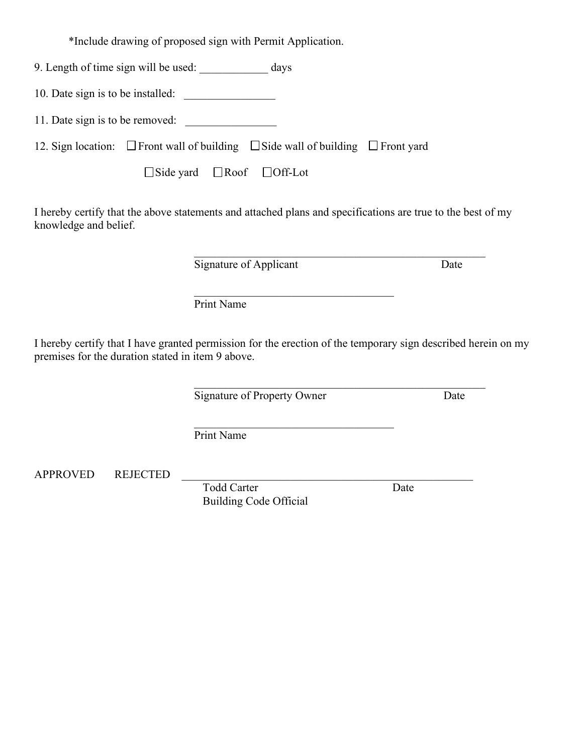*Include drawing of proposed sign with Permit Application.

9. Length of time sign will be used: ____________ days

10. Date sign is to be installed: ________________

11. Date sign is to be removed: ________________

12. Sign location: ☐ Front wall of building ☐ Side wall of building ☐ Front yard

☐ Side yard ☐ Roof ☐ Off-Lot

I hereby certify that the above statements and attached plans and specifications are true to the best of my knowledge and belief.

____________________________________________________

Signature of Applicant Date

____________________________________

Print Name

I hereby certify that I have granted permission for the erection of the temporary sign described herein on my premises for the duration stated in item 9 above.

____________________________________________________

Signature of Property Owner Date

____________________________________

Print Name

APPROVED REJECTED ____________________________________________________

Todd Carter Date
Building Code Official